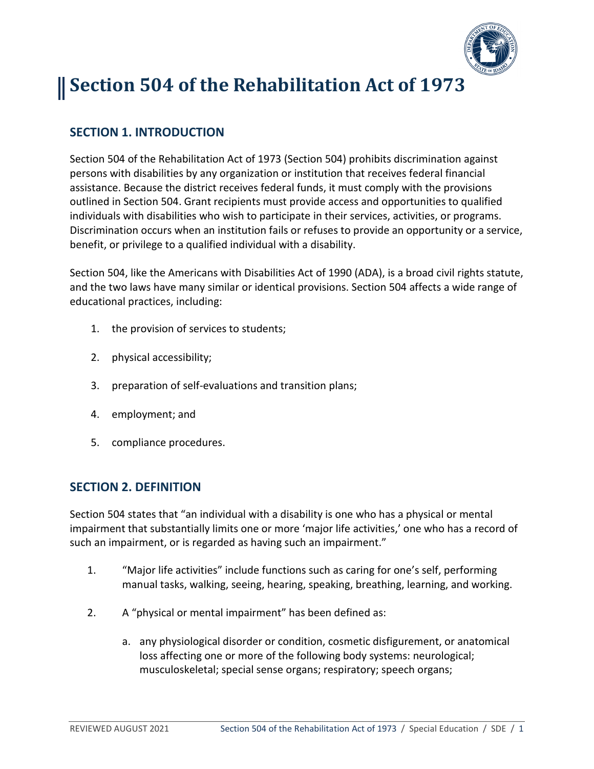# Section 504 of the Rehabilitation Act of 1973

## SECTION 1. INTRODUCTION

Section 504 of the Rehabilitation Act of 1973 (Section 504) prohibits discrimination against persons with disabilities by any organization or institution that receives federal financial assistance. Because the district receives federal funds, it must comply with the provisions outlined in Section 504. Grant recipients must provide access and opportunities to qualified individuals with disabilities who wish to participate in their services, activities, or programs. Discrimination occurs when an institution fails or refuses to provide an opportunity or a service, benefit, or privilege to a qualified individual with a disability.

Section 504, like the Americans with Disabilities Act of 1990 (ADA), is a broad civil rights statute, and the two laws have many similar or identical provisions. Section 504 affects a wide range of educational practices, including:

1. the provision of services to students;
2. physical accessibility;
3. preparation of self-evaluations and transition plans;
4. employment; and
5. compliance procedures.

## SECTION 2. DEFINITION

Section 504 states that "an individual with a disability is one who has a physical or mental impairment that substantially limits one or more 'major life activities,' one who has a record of such an impairment, or is regarded as having such an impairment."

1. "Major life activities" include functions such as caring for one's self, performing manual tasks, walking, seeing, hearing, speaking, breathing, learning, and working.
2. A "physical or mental impairment" has been defined as:
   a. any physiological disorder or condition, cosmetic disfigurement, or anatomical loss affecting one or more of the following body systems: neurological; musculoskeletal; special sense organs; respiratory; speech organs;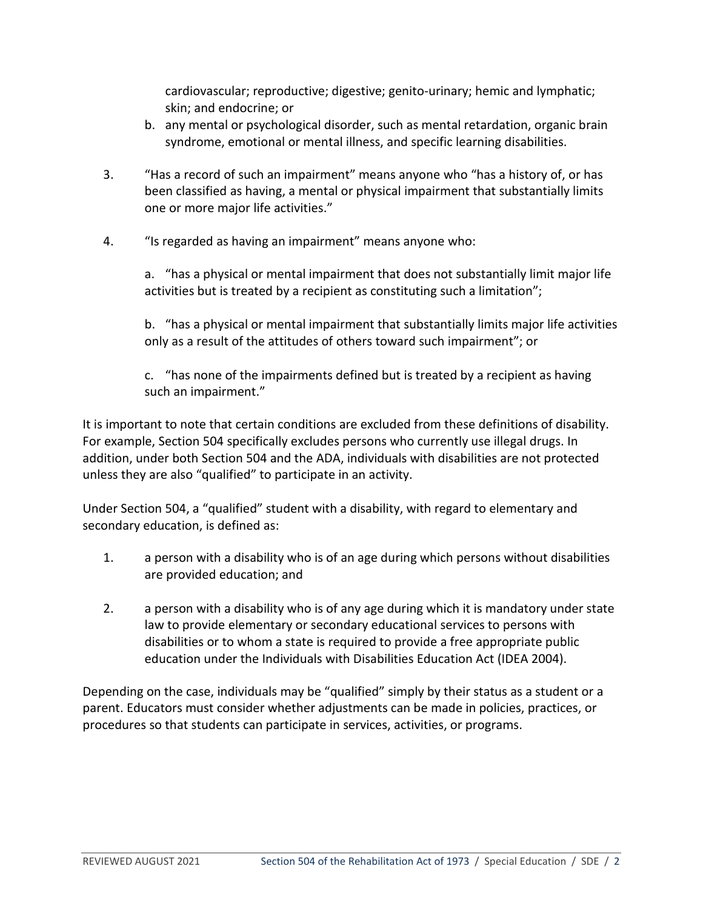cardiovascular; reproductive; digestive; genito-urinary; hemic and lymphatic; skin; and endocrine; or

b. any mental or psychological disorder, such as mental retardation, organic brain syndrome, emotional or mental illness, and specific learning disabilities.

3. "Has a record of such an impairment" means anyone who "has a history of, or has been classified as having, a mental or physical impairment that substantially limits one or more major life activities."

4. "Is regarded as having an impairment" means anyone who:

   a. "has a physical or mental impairment that does not substantially limit major life activities but is treated by a recipient as constituting such a limitation";

   b. "has a physical or mental impairment that substantially limits major life activities only as a result of the attitudes of others toward such impairment"; or

   c. "has none of the impairments defined but is treated by a recipient as having such an impairment."

It is important to note that certain conditions are excluded from these definitions of disability. For example, Section 504 specifically excludes persons who currently use illegal drugs. In addition, under both Section 504 and the ADA, individuals with disabilities are not protected unless they are also "qualified" to participate in an activity.

Under Section 504, a "qualified" student with a disability, with regard to elementary and secondary education, is defined as:

1. a person with a disability who is of an age during which persons without disabilities are provided education; and

2. a person with a disability who is of any age during which it is mandatory under state law to provide elementary or secondary educational services to persons with disabilities or to whom a state is required to provide a free appropriate public education under the Individuals with Disabilities Education Act (IDEA 2004).

Depending on the case, individuals may be "qualified" simply by their status as a student or a parent. Educators must consider whether adjustments can be made in policies, practices, or procedures so that students can participate in services, activities, or programs.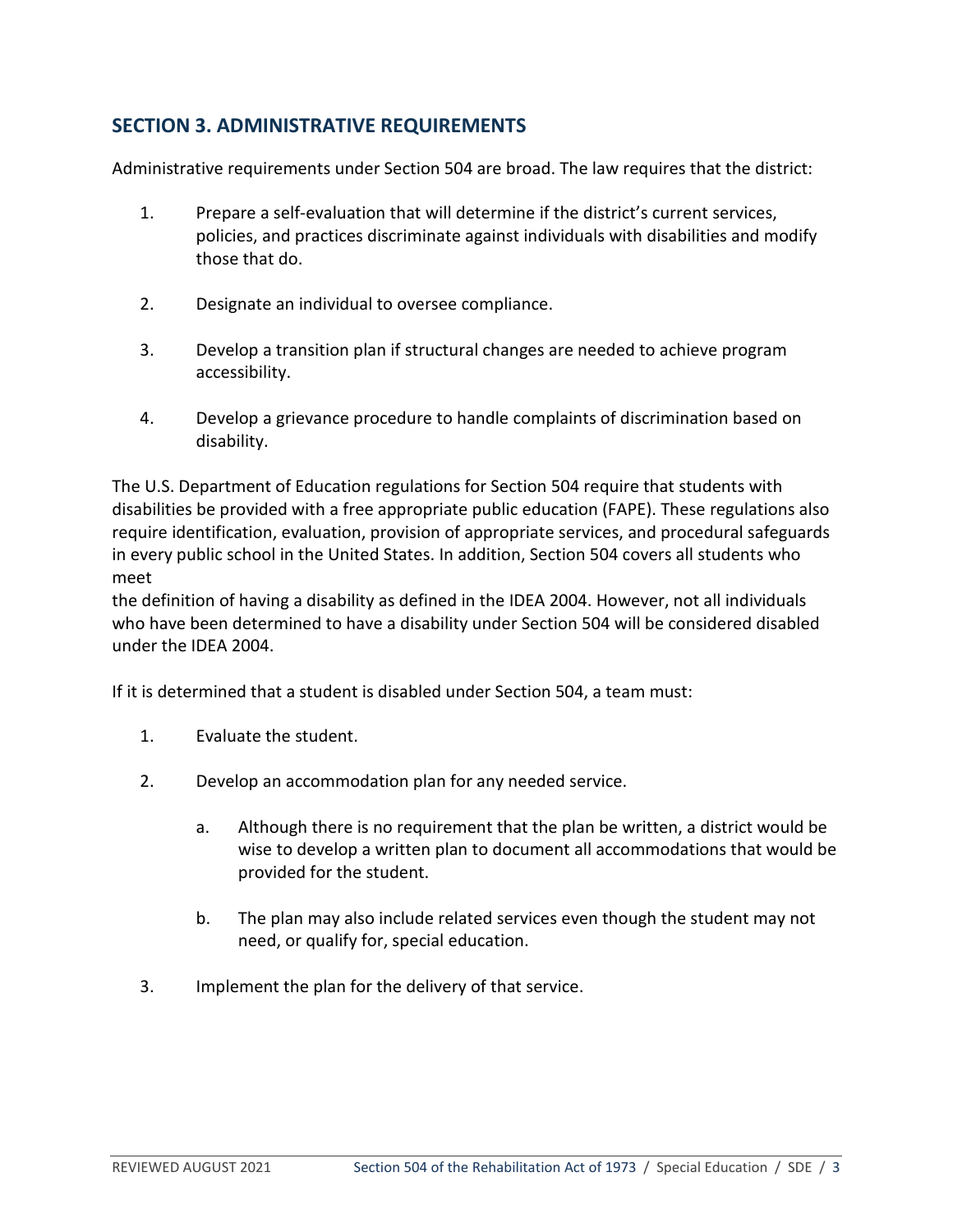## SECTION 3. ADMINISTRATIVE REQUIREMENTS

Administrative requirements under Section 504 are broad. The law requires that the district:

1. Prepare a self-evaluation that will determine if the district's current services, policies, and practices discriminate against individuals with disabilities and modify those that do.

2. Designate an individual to oversee compliance.

3. Develop a transition plan if structural changes are needed to achieve program accessibility.

4. Develop a grievance procedure to handle complaints of discrimination based on disability.

The U.S. Department of Education regulations for Section 504 require that students with disabilities be provided with a free appropriate public education (FAPE). These regulations also require identification, evaluation, provision of appropriate services, and procedural safeguards in every public school in the United States. In addition, Section 504 covers all students who meet the definition of having a disability as defined in the IDEA 2004. However, not all individuals who have been determined to have a disability under Section 504 will be considered disabled under the IDEA 2004.

If it is determined that a student is disabled under Section 504, a team must:

1. Evaluate the student.

2. Develop an accommodation plan for any needed service.

    a. Although there is no requirement that the plan be written, a district would be wise to develop a written plan to document all accommodations that would be provided for the student.

    b. The plan may also include related services even though the student may not need, or qualify for, special education.

3. Implement the plan for the delivery of that service.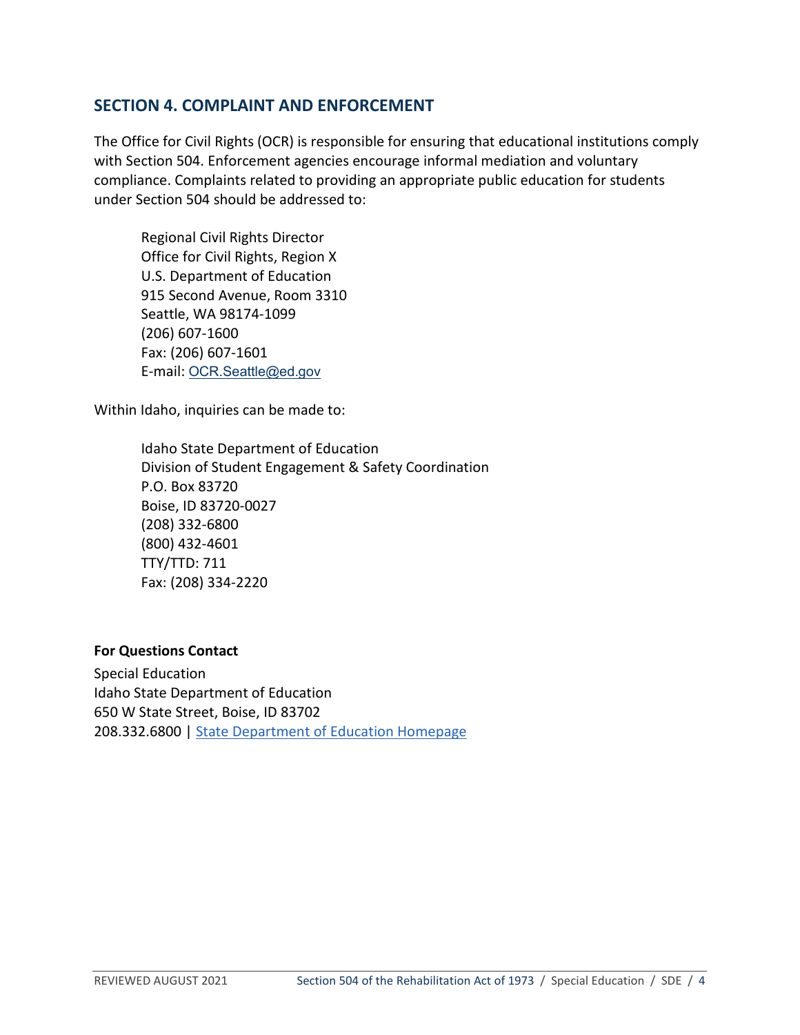## SECTION 4. COMPLAINT AND ENFORCEMENT

The Office for Civil Rights (OCR) is responsible for ensuring that educational institutions comply with Section 504. Enforcement agencies encourage informal mediation and voluntary compliance. Complaints related to providing an appropriate public education for students under Section 504 should be addressed to:

> Regional Civil Rights Director
> Office for Civil Rights, Region X
> U.S. Department of Education
> 915 Second Avenue, Room 3310
> Seattle, WA 98174-1099
> (206) 607-1600
> Fax: (206) 607-1601
> E-mail: [OCR.Seattle@ed.gov](mailto:OCR.Seattle@ed.gov)

Within Idaho, inquiries can be made to:

> Idaho State Department of Education
> Division of Student Engagement & Safety Coordination
> P.O. Box 83720
> Boise, ID 83720-0027
> (208) 332-6800
> (800) 432-4601
> TTY/TTD: 711
> Fax: (208) 334-2220

**For Questions Contact**

Special Education
Idaho State Department of Education
650 W State Street, Boise, ID 83702
208.332.6800 | State Department of Education Homepage